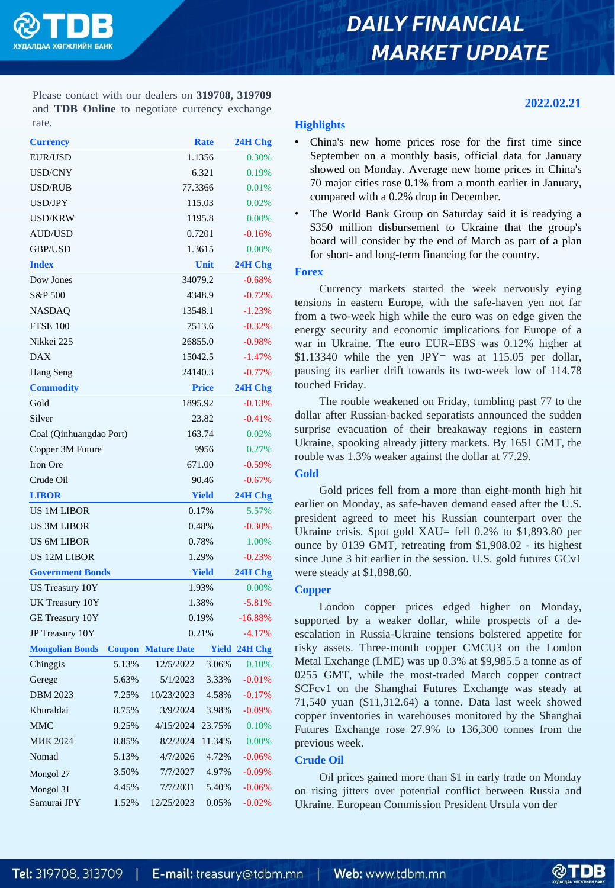# DAILY FINANCIAL MARKET UPDATE

Please contact with our dealers on **319708, 319709** and **TDB Online** to negotiate currency exchange rate.

**2022.02.21**

| Currency | Rate | 24H Chg |
|---|---|---|
| EUR/USD | 1.1356 | 0.30% |
| USD/CNY | 6.321 | 0.19% |
| USD/RUB | 77.3366 | 0.01% |
| USD/JPY | 115.03 | 0.02% |
| USD/KRW | 1195.8 | 0.00% |
| AUD/USD | 0.7201 | -0.16% |
| GBP/USD | 1.3615 | 0.00% |

| Index | Unit | 24H Chg |
|---|---|---|
| Dow Jones | 34079.2 | -0.68% |
| S&P 500 | 4348.9 | -0.72% |
| NASDAQ | 13548.1 | -1.23% |
| FTSE 100 | 7513.6 | -0.32% |
| Nikkei 225 | 26855.0 | -0.98% |
| DAX | 15042.5 | -1.47% |
| Hang Seng | 24140.3 | -0.77% |

| Commodity | Price | 24H Chg |
|---|---|---|
| Gold | 1895.92 | -0.13% |
| Silver | 23.82 | -0.41% |
| Coal (Qinhuangdao Port) | 163.74 | 0.02% |
| Copper 3M Future | 9956 | 0.27% |
| Iron Ore | 671.00 | -0.59% |
| Crude Oil | 90.46 | -0.67% |

| LIBOR | Yield | 24H Chg |
|---|---|---|
| US 1M LIBOR | 0.17% | 5.57% |
| US 3M LIBOR | 0.48% | -0.30% |
| US 6M LIBOR | 0.78% | 1.00% |
| US 12M LIBOR | 1.29% | -0.23% |

| Government Bonds | Yield | 24H Chg |
|---|---|---|
| US Treasury 10Y | 1.93% | 0.00% |
| UK Treasury 10Y | 1.38% | -5.81% |
| GE Treasury 10Y | 0.19% | -16.88% |
| JP Treasury 10Y | 0.21% | -4.17% |

| Mongolian Bonds | Coupon | Mature Date | Yield | 24H Chg |
|---|---|---|---|---|
| Chinggis | 5.13% | 12/5/2022 | 3.06% | 0.10% |
| Gerege | 5.63% | 5/1/2023 | 3.33% | -0.01% |
| DBM 2023 | 7.25% | 10/23/2023 | 4.58% | -0.17% |
| Khuraldai | 8.75% | 3/9/2024 | 3.98% | -0.09% |
| MMC | 9.25% | 4/15/2024 | 23.75% | 0.10% |
| МИК 2024 | 8.85% | 8/2/2024 | 11.34% | 0.00% |
| Nomad | 5.13% | 4/7/2026 | 4.72% | -0.06% |
| Mongol 27 | 3.50% | 7/7/2027 | 4.97% | -0.09% |
| Mongol 31 | 4.45% | 7/7/2031 | 5.40% | -0.06% |
| Samurai JPY | 1.52% | 12/25/2023 | 0.05% | -0.02% |

## Highlights

- China's new home prices rose for the first time since September on a monthly basis, official data for January showed on Monday. Average new home prices in China's 70 major cities rose 0.1% from a month earlier in January, compared with a 0.2% drop in December.
- The World Bank Group on Saturday said it is readying a $350 million disbursement to Ukraine that the group's board will consider by the end of March as part of a plan for short- and long-term financing for the country.

## Forex

Currency markets started the week nervously eying tensions in eastern Europe, with the safe-haven yen not far from a two-week high while the euro was on edge given the energy security and economic implications for Europe of a war in Ukraine. The euro EUR=EBS was 0.12% higher at $1.13340 while the yen JPY= was at 115.05 per dollar, pausing its earlier drift towards its two-week low of 114.78 touched Friday.

The rouble weakened on Friday, tumbling past 77 to the dollar after Russian-backed separatists announced the sudden surprise evacuation of their breakaway regions in eastern Ukraine, spooking already jittery markets. By 1651 GMT, the rouble was 1.3% weaker against the dollar at 77.29.

## Gold

Gold prices fell from a more than eight-month high hit earlier on Monday, as safe-haven demand eased after the U.S. president agreed to meet his Russian counterpart over the Ukraine crisis. Spot gold XAU= fell 0.2% to $1,893.80 per ounce by 0139 GMT, retreating from $1,908.02 - its highest since June 3 hit earlier in the session. U.S. gold futures GCv1 were steady at $1,898.60.

## Copper

London copper prices edged higher on Monday, supported by a weaker dollar, while prospects of a de-escalation in Russia-Ukraine tensions bolstered appetite for risky assets. Three-month copper CMCU3 on the London Metal Exchange (LME) was up 0.3% at $9,985.5 a tonne as of 0255 GMT, while the most-traded March copper contract SCFcv1 on the Shanghai Futures Exchange was steady at 71,540 yuan ($11,312.64) a tonne. Data last week showed copper inventories in warehouses monitored by the Shanghai Futures Exchange rose 27.9% to 136,300 tonnes from the previous week.

## Crude Oil

Oil prices gained more than $1 in early trade on Monday on rising jitters over potential conflict between Russia and Ukraine. European Commission President Ursula von der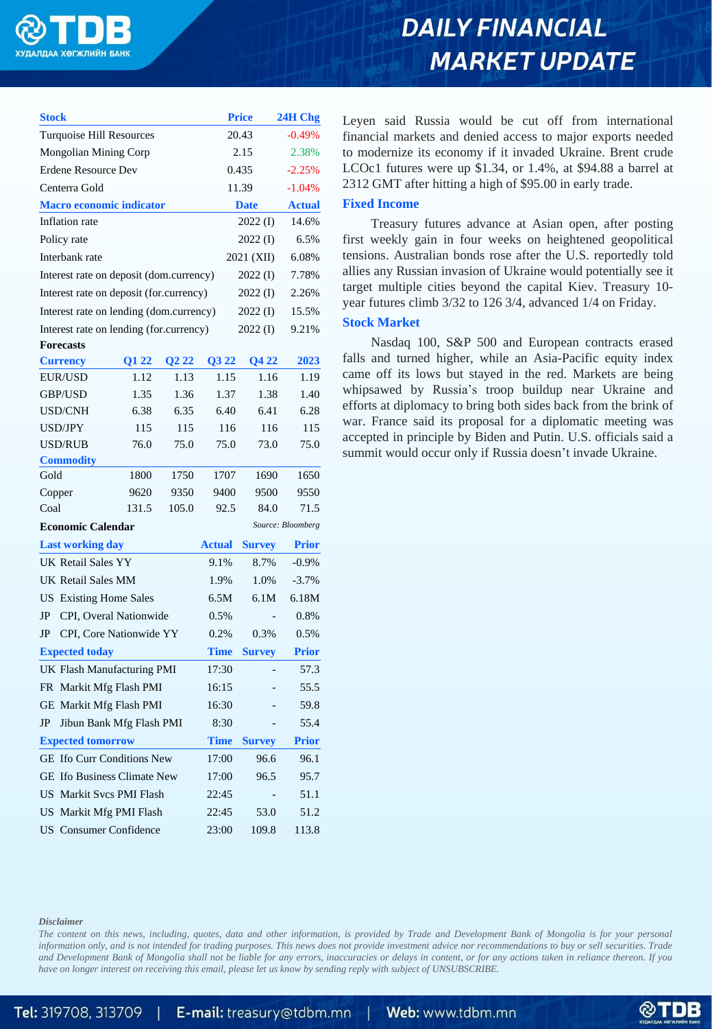# DAILY FINANCIAL MARKET UPDATE

| Stock | | | | | Price | 24H Chg |
|---|---|---|---|---|---|---|
| Turquoise Hill Resources | | | | | 20.43 | -0.49% |
| Mongolian Mining Corp | | | | | 2.15 | 2.38% |
| Erdene Resource Dev | | | | | 0.435 | -2.25% |
| Centerra Gold | | | | | 11.39 | -1.04% |
| **Macro economic indicator** | | | | | **Date** | **Actual** |
| Inflation rate | | | | | 2022 (I) | 14.6% |
| Policy rate | | | | | 2022 (I) | 6.5% |
| Interbank rate | | | | | 2021 (XII) | 6.08% |
| Interest rate on deposit (dom.currency) | | | | | 2022 (I) | 7.78% |
| Interest rate on deposit (for.currency) | | | | | 2022 (I) | 2.26% |
| Interest rate on lending (dom.currency) | | | | | 2022 (I) | 15.5% |
| Interest rate on lending (for.currency) | | | | | 2022 (I) | 9.21% |

**Forecasts**

| Currency | Q1 22 | Q2 22 | Q3 22 | Q4 22 | 2023 |
|---|---|---|---|---|---|
| EUR/USD | 1.12 | 1.13 | 1.15 | 1.16 | 1.19 |
| GBP/USD | 1.35 | 1.36 | 1.37 | 1.38 | 1.40 |
| USD/CNH | 6.38 | 6.35 | 6.40 | 6.41 | 6.28 |
| USD/JPY | 115 | 115 | 116 | 116 | 115 |
| USD/RUB | 76.0 | 75.0 | 75.0 | 73.0 | 75.0 |
| **Commodity** | | | | | |
| Gold | 1800 | 1750 | 1707 | 1690 | 1650 |
| Copper | 9620 | 9350 | 9400 | 9500 | 9550 |
| Coal | 131.5 | 105.0 | 92.5 | 84.0 | 71.5 |

**Economic Calendar** *Source: Bloomberg*

| Last working day | Actual | Survey | Prior |
|---|---|---|---|
| UK Retail Sales YY | 9.1% | 8.7% | -0.9% |
| UK Retail Sales MM | 1.9% | 1.0% | -3.7% |
| US Existing Home Sales | 6.5M | 6.1M | 6.18M |
| JP CPI, Overal Nationwide | 0.5% | - | 0.8% |
| JP CPI, Core Nationwide YY | 0.2% | 0.3% | 0.5% |
| **Expected today** | **Time** | **Survey** | **Prior** |
| UK Flash Manufacturing PMI | 17:30 | - | 57.3 |
| FR Markit Mfg Flash PMI | 16:15 | - | 55.5 |
| GE Markit Mfg Flash PMI | 16:30 | - | 59.8 |
| JP Jibun Bank Mfg Flash PMI | 8:30 | - | 55.4 |
| **Expected tomorrow** | **Time** | **Survey** | **Prior** |
| GE Ifo Curr Conditions New | 17:00 | 96.6 | 96.1 |
| GE Ifo Business Climate New | 17:00 | 96.5 | 95.7 |
| US Markit Svcs PMI Flash | 22:45 | - | 51.1 |
| US Markit Mfg PMI Flash | 22:45 | 53.0 | 51.2 |
| US Consumer Confidence | 23:00 | 109.8 | 113.8 |

Leyen said Russia would be cut off from international financial markets and denied access to major exports needed to modernize its economy if it invaded Ukraine. Brent crude LCOc1 futures were up $1.34, or 1.4%, at $94.88 a barrel at 2312 GMT after hitting a high of $95.00 in early trade.

## Fixed Income

Treasury futures advance at Asian open, after posting first weekly gain in four weeks on heightened geopolitical tensions. Australian bonds rose after the U.S. reportedly told allies any Russian invasion of Ukraine would potentially see it target multiple cities beyond the capital Kiev. Treasury 10-year futures climb 3/32 to 126 3/4, advanced 1/4 on Friday.

## Stock Market

Nasdaq 100, S&P 500 and European contracts erased falls and turned higher, while an Asia-Pacific equity index came off its lows but stayed in the red. Markets are being whipsawed by Russia's troop buildup near Ukraine and efforts at diplomacy to bring both sides back from the brink of war. France said its proposal for a diplomatic meeting was accepted in principle by Biden and Putin. U.S. officials said a summit would occur only if Russia doesn't invade Ukraine.

***Disclaimer***

*The content on this news, including, quotes, data and other information, is provided by Trade and Development Bank of Mongolia is for your personal information only, and is not intended for trading purposes. This news does not provide investment advice nor recommendations to buy or sell securities. Trade and Development Bank of Mongolia shall not be liable for any errors, inaccuracies or delays in content, or for any actions taken in reliance thereon. If you have on longer interest on receiving this email, please let us know by sending reply with subject of UNSUBSCRIBE.*

**Tel:** 319708, 313709 | **E-mail:** treasury@tdbm.mn | **Web:** www.tdbm.mn